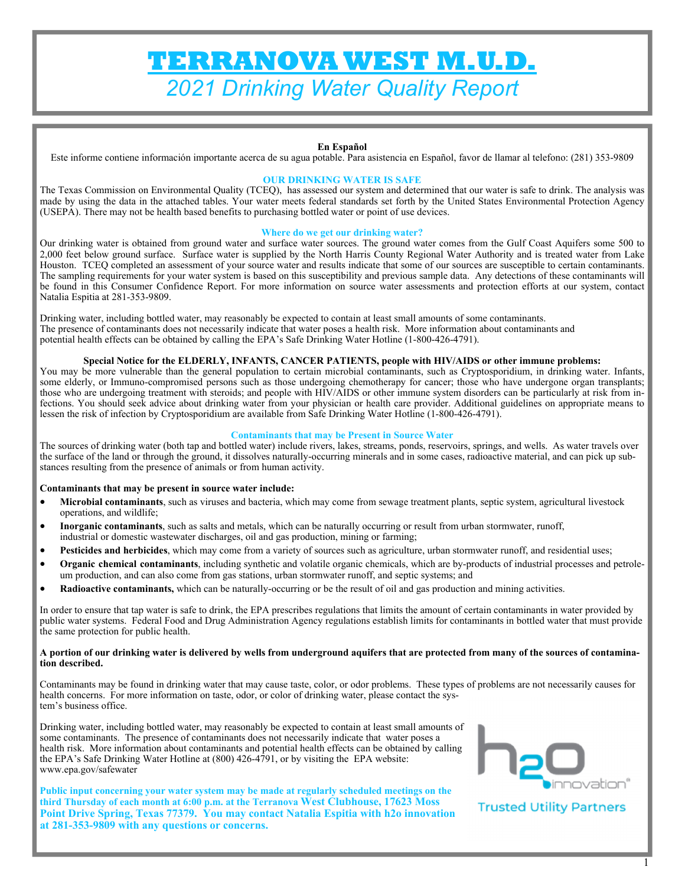# TERRANOVA WEST M.U.D.

## *2021 Drinking Water Quality Report*

**En Español**

Este informe contiene información importante acerca de su agua potable. Para asistencia en Español, favor de llamar al telefono: (281) 353-9809

### OUR DRINKING WATER IS SAFE

The Texas Commission on Environmental Quality (TCEQ), has assessed our system and determined that our water is safe to drink. The analysis was made by using the data in the attached tables. Your water meets federal standards set forth by the United States Environmental Protection Agency (USEPA). There may not be health based benefits to purchasing bottled water or point of use devices.

### Where do we get our drinking water?

Our drinking water is obtained from ground water and surface water sources. The ground water comes from the Gulf Coast Aquifers some 500 to 2,000 feet below ground surface. Surface water is supplied by the North Harris County Regional Water Authority and is treated water from Lake Houston. TCEQ completed an assessment of your source water and results indicate that some of our sources are susceptible to certain contaminants. The sampling requirements for your water system is based on this susceptibility and previous sample data. Any detections of these contaminants will be found in this Consumer Confidence Report. For more information on source water assessments and protection efforts at our system, contact Natalia Espitia at 281-353-9809.

Drinking water, including bottled water, may reasonably be expected to contain at least small amounts of some contaminants. The presence of contaminants does not necessarily indicate that water poses a health risk. More information about contaminants and potential health effects can be obtained by calling the EPA's Safe Drinking Water Hotline (1-800-426-4791).

**Special Notice for the ELDERLY, INFANTS, CANCER PATIENTS, people with HIV/AIDS or other immune problems:**

You may be more vulnerable than the general population to certain microbial contaminants, such as Cryptosporidium, in drinking water. Infants, some elderly, or Immuno-compromised persons such as those undergoing chemotherapy for cancer; those who have undergone organ transplants; those who are undergoing treatment with steroids; and people with HIV/AIDS or other immune system disorders can be particularly at risk from infections. You should seek advice about drinking water from your physician or health care provider. Additional guidelines on appropriate means to lessen the risk of infection by Cryptosporidium are available from Safe Drinking Water Hotline (1-800-426-4791).

### Contaminants that may be Present in Source Water

The sources of drinking water (both tap and bottled water) include rivers, lakes, streams, ponds, reservoirs, springs, and wells. As water travels over the surface of the land or through the ground, it dissolves naturally-occurring minerals and in some cases, radioactive material, and can pick up substances resulting from the presence of animals or from human activity.

**Contaminants that may be present in source water include:**

- **Microbial contaminants**, such as viruses and bacteria, which may come from sewage treatment plants, septic system, agricultural livestock operations, and wildlife;
- **Inorganic contaminants**, such as salts and metals, which can be naturally occurring or result from urban stormwater, runoff, industrial or domestic wastewater discharges, oil and gas production, mining or farming;
- **Pesticides and herbicides**, which may come from a variety of sources such as agriculture, urban stormwater runoff, and residential uses;
- **Organic chemical contaminants**, including synthetic and volatile organic chemicals, which are by-products of industrial processes and petroleum production, and can also come from gas stations, urban stormwater runoff, and septic systems; and
- **Radioactive contaminants,** which can be naturally-occurring or be the result of oil and gas production and mining activities.

In order to ensure that tap water is safe to drink, the EPA prescribes regulations that limits the amount of certain contaminants in water provided by public water systems. Federal Food and Drug Administration Agency regulations establish limits for contaminants in bottled water that must provide the same protection for public health.

**A portion of our drinking water is delivered by wells from underground aquifers that are protected from many of the sources of contamination described.**

Contaminants may be found in drinking water that may cause taste, color, or odor problems. These types of problems are not necessarily causes for health concerns. For more information on taste, odor, or color of drinking water, please contact the system's business office.

Drinking water, including bottled water, may reasonably be expected to contain at least small amounts of some contaminants. The presence of contaminants does not necessarily indicate that water poses a health risk. More information about contaminants and potential health effects can be obtained by calling the EPA's Safe Drinking Water Hotline at (800) 426-4791, or by visiting the EPA website: www.epa.gov/safewater

**Public input concerning your water system may be made at regularly scheduled meetings on the third Thursday of each month at 6:00 p.m. at the Terranova West Clubhouse, 17623 Moss Point Drive Spring, Texas 77379. You may contact Natalia Espitia with h2o innovation at 281-353-9809 with any questions or concerns.**

h2O innovation® Trusted Utility Partners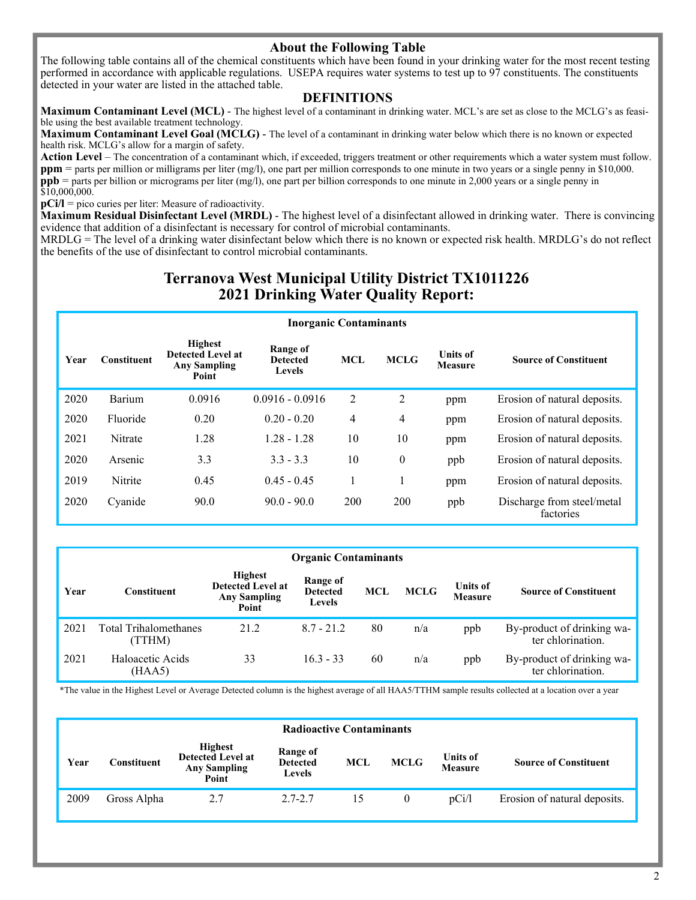## About the Following Table

The following table contains all of the chemical constituents which have been found in your drinking water for the most recent testing performed in accordance with applicable regulations. USEPA requires water systems to test up to 97 constituents. The constituents detected in your water are listed in the attached table.

## DEFINITIONS

**Maximum Contaminant Level (MCL)** - The highest level of a contaminant in drinking water. MCL's are set as close to the MCLG's as feasible using the best available treatment technology.

**Maximum Contaminant Level Goal (MCLG)** - The level of a contaminant in drinking water below which there is no known or expected health risk. MCLG's allow for a margin of safety.

**Action Level** – The concentration of a contaminant which, if exceeded, triggers treatment or other requirements which a water system must follow.

**ppm** = parts per million or milligrams per liter (mg/l), one part per million corresponds to one minute in two years or a single penny in $10,000.

**ppb** = parts per billion or micrograms per liter (mg/l), one part per billion corresponds to one minute in 2,000 years or a single penny in $10,000,000.

**pCi/l** = pico curies per liter: Measure of radioactivity.

**Maximum Residual Disinfectant Level (MRDL)** - The highest level of a disinfectant allowed in drinking water. There is convincing evidence that addition of a disinfectant is necessary for control of microbial contaminants.

MRDLG = The level of a drinking water disinfectant below which there is no known or expected risk health. MRDLG's do not reflect the benefits of the use of disinfectant to control microbial contaminants.

# Terranova West Municipal Utility District TX1011226
# 2021 Drinking Water Quality Report:

**Inorganic Contaminants**

| Year | Constituent | Highest Detected Level at Any Sampling Point | Range of Detected Levels | MCL | MCLG | Units of Measure | Source of Constituent |
|---|---|---|---|---|---|---|---|
| 2020 | Barium | 0.0916 | 0.0916 - 0.0916 | 2 | 2 | ppm | Erosion of natural deposits. |
| 2020 | Fluoride | 0.20 | 0.20 - 0.20 | 4 | 4 | ppm | Erosion of natural deposits. |
| 2021 | Nitrate | 1.28 | 1.28 - 1.28 | 10 | 10 | ppm | Erosion of natural deposits. |
| 2020 | Arsenic | 3.3 | 3.3 - 3.3 | 10 | 0 | ppb | Erosion of natural deposits. |
| 2019 | Nitrite | 0.45 | 0.45 - 0.45 | 1 | 1 | ppm | Erosion of natural deposits. |
| 2020 | Cyanide | 90.0 | 90.0 - 90.0 | 200 | 200 | ppb | Discharge from steel/metal factories |

**Organic Contaminants**

| Year | Constituent | Highest Detected Level at Any Sampling Point | Range of Detected Levels | MCL | MCLG | Units of Measure | Source of Constituent |
|---|---|---|---|---|---|---|---|
| 2021 | Total Trihalomethanes (TTHM) | 21.2 | 8.7 - 21.2 | 80 | n/a | ppb | By-product of drinking water chlorination. |
| 2021 | Haloacetic Acids (HAA5) | 33 | 16.3 - 33 | 60 | n/a | ppb | By-product of drinking water chlorination. |

*The value in the Highest Level or Average Detected column is the highest average of all HAA5/TTHM sample results collected at a location over a year

**Radioactive Contaminants**

| Year | Constituent | Highest Detected Level at Any Sampling Point | Range of Detected Levels | MCL | MCLG | Units of Measure | Source of Constituent |
|---|---|---|---|---|---|---|---|
| 2009 | Gross Alpha | 2.7 | 2.7-2.7 | 15 | 0 | pCi/l | Erosion of natural deposits. |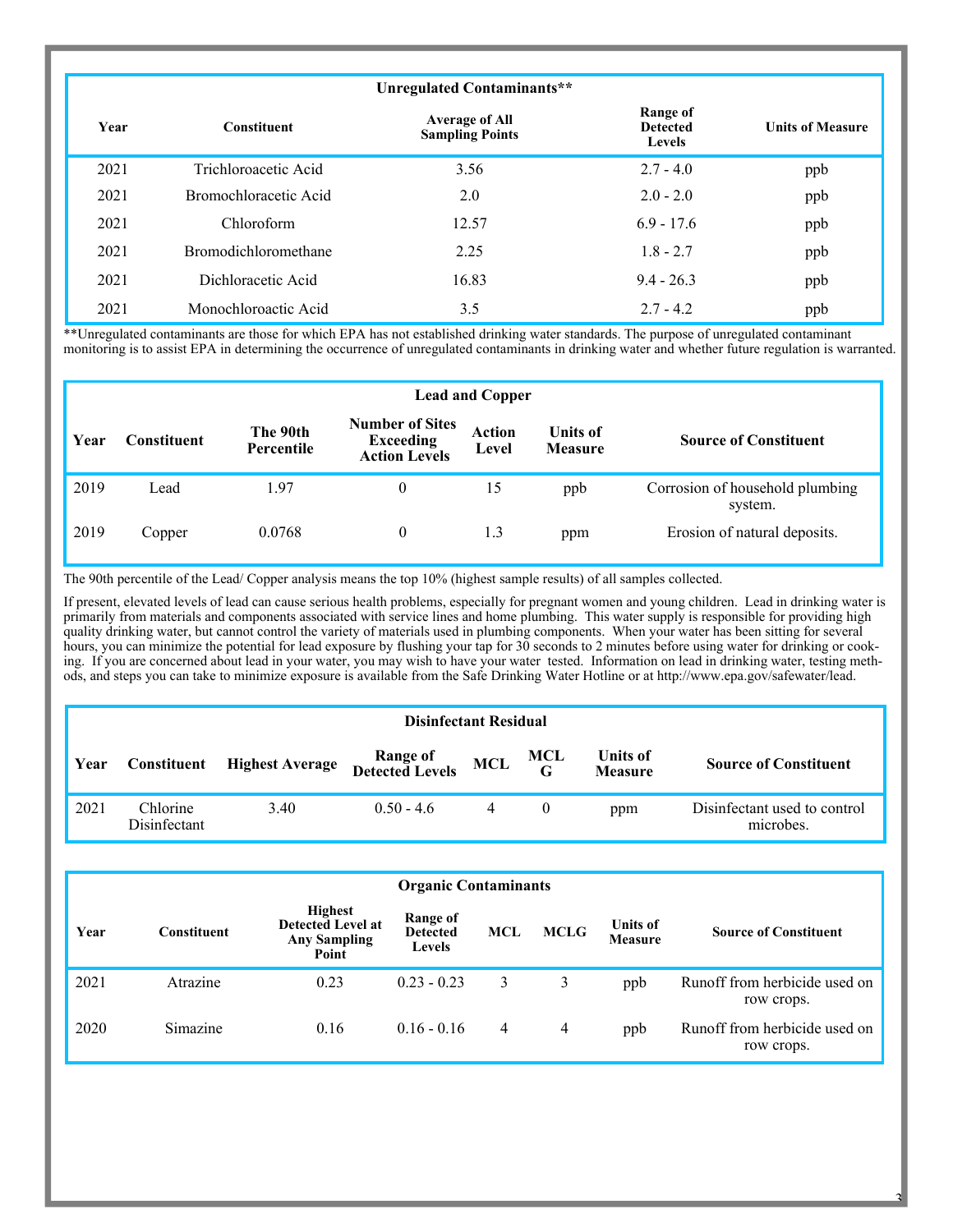| Unregulated Contaminants** | | | | |
|---|---|---|---|---|
| **Year** | **Constituent** | **Average of All Sampling Points** | **Range of Detected Levels** | **Units of Measure** |
| 2021 | Trichloroacetic Acid | 3.56 | 2.7 - 4.0 | ppb |
| 2021 | Bromochloracetic Acid | 2.0 | 2.0 - 2.0 | ppb |
| 2021 | Chloroform | 12.57 | 6.9 - 17.6 | ppb |
| 2021 | Bromodichloromethane | 2.25 | 1.8 - 2.7 | ppb |
| 2021 | Dichloracetic Acid | 16.83 | 9.4 - 26.3 | ppb |
| 2021 | Monochloroactic Acid | 3.5 | 2.7 - 4.2 | ppb |

**Unregulated contaminants are those for which EPA has not established drinking water standards. The purpose of unregulated contaminant monitoring is to assist EPA in determining the occurrence of unregulated contaminants in drinking water and whether future regulation is warranted.

| Lead and Copper | | | | | | |
|---|---|---|---|---|---|---|
| **Year** | **Constituent** | **The 90th Percentile** | **Number of Sites Exceeding Action Levels** | **Action Level** | **Units of Measure** | **Source of Constituent** |
| 2019 | Lead | 1.97 | 0 | 15 | ppb | Corrosion of household plumbing system. |
| 2019 | Copper | 0.0768 | 0 | 1.3 | ppm | Erosion of natural deposits. |

The 90th percentile of the Lead/ Copper analysis means the top 10% (highest sample results) of all samples collected.

If present, elevated levels of lead can cause serious health problems, especially for pregnant women and young children. Lead in drinking water is primarily from materials and components associated with service lines and home plumbing. This water supply is responsible for providing high quality drinking water, but cannot control the variety of materials used in plumbing components. When your water has been sitting for several hours, you can minimize the potential for lead exposure by flushing your tap for 30 seconds to 2 minutes before using water for drinking or cooking. If you are concerned about lead in your water, you may wish to have your water tested. Information on lead in drinking water, testing methods, and steps you can take to minimize exposure is available from the Safe Drinking Water Hotline or at http://www.epa.gov/safewater/lead.

| Disinfectant Residual | | | | | | | |
|---|---|---|---|---|---|---|---|
| **Year** | **Constituent** | **Highest Average** | **Range of Detected Levels** | **MCL** | **MCLG** | **Units of Measure** | **Source of Constituent** |
| 2021 | Chlorine Disinfectant | 3.40 | 0.50 - 4.6 | 4 | 0 | ppm | Disinfectant used to control microbes. |

| Organic Contaminants | | | | | | | |
|---|---|---|---|---|---|---|---|
| **Year** | **Constituent** | **Highest Detected Level at Any Sampling Point** | **Range of Detected Levels** | **MCL** | **MCLG** | **Units of Measure** | **Source of Constituent** |
| 2021 | Atrazine | 0.23 | 0.23 - 0.23 | 3 | 3 | ppb | Runoff from herbicide used on row crops. |
| 2020 | Simazine | 0.16 | 0.16 - 0.16 | 4 | 4 | ppb | Runoff from herbicide used on row crops. |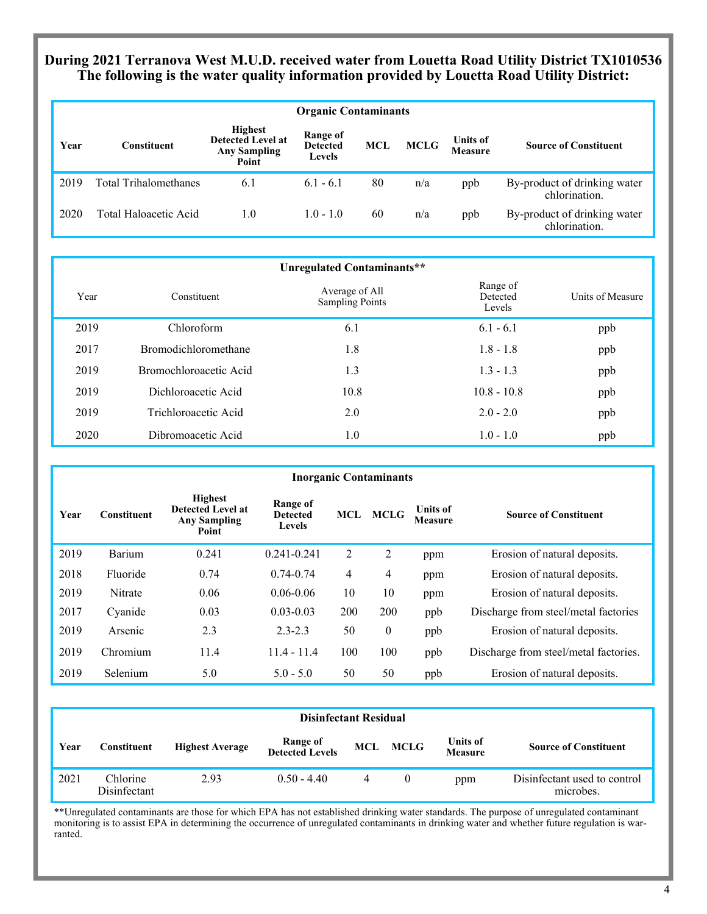**During 2021 Terranova West M.U.D. received water from Louetta Road Utility District TX1010536**
**The following is the water quality information provided by Louetta Road Utility District:**

| Organic Contaminants | | | | | | | |
|---|---|---|---|---|---|---|---|
| **Year** | **Constituent** | **Highest Detected Level at Any Sampling Point** | **Range of Detected Levels** | **MCL** | **MCLG** | **Units of Measure** | **Source of Constituent** |
| 2019 | Total Trihalomethanes | 6.1 | 6.1 - 6.1 | 80 | n/a | ppb | By-product of drinking water chlorination. |
| 2020 | Total Haloacetic Acid | 1.0 | 1.0 - 1.0 | 60 | n/a | ppb | By-product of drinking water chlorination. |

| Unregulated Contaminants** | | | | |
|---|---|---|---|---|
| Year | Constituent | Average of All Sampling Points | Range of Detected Levels | Units of Measure |
| 2019 | Chloroform | 6.1 | 6.1 - 6.1 | ppb |
| 2017 | Bromodichloromethane | 1.8 | 1.8 - 1.8 | ppb |
| 2019 | Bromochloroacetic Acid | 1.3 | 1.3 - 1.3 | ppb |
| 2019 | Dichloroacetic Acid | 10.8 | 10.8 - 10.8 | ppb |
| 2019 | Trichloroacetic Acid | 2.0 | 2.0 - 2.0 | ppb |
| 2020 | Dibromoacetic Acid | 1.0 | 1.0 - 1.0 | ppb |

| Inorganic Contaminants | | | | | | | |
|---|---|---|---|---|---|---|---|
| **Year** | **Constituent** | **Highest Detected Level at Any Sampling Point** | **Range of Detected Levels** | **MCL** | **MCLG** | **Units of Measure** | **Source of Constituent** |
| 2019 | Barium | 0.241 | 0.241-0.241 | 2 | 2 | ppm | Erosion of natural deposits. |
| 2018 | Fluoride | 0.74 | 0.74-0.74 | 4 | 4 | ppm | Erosion of natural deposits. |
| 2019 | Nitrate | 0.06 | 0.06-0.06 | 10 | 10 | ppm | Erosion of natural deposits. |
| 2017 | Cyanide | 0.03 | 0.03-0.03 | 200 | 200 | ppb | Discharge from steel/metal factories |
| 2019 | Arsenic | 2.3 | 2.3-2.3 | 50 | 0 | ppb | Erosion of natural deposits. |
| 2019 | Chromium | 11.4 | 11.4 - 11.4 | 100 | 100 | ppb | Discharge from steel/metal factories. |
| 2019 | Selenium | 5.0 | 5.0 - 5.0 | 50 | 50 | ppb | Erosion of natural deposits. |

| Disinfectant Residual | | | | | | | |
|---|---|---|---|---|---|---|---|
| **Year** | **Constituent** | **Highest Average** | **Range of Detected Levels** | **MCL** | **MCLG** | **Units of Measure** | **Source of Constituent** |
| 2021 | Chlorine Disinfectant | 2.93 | 0.50 - 4.40 | 4 | 0 | ppm | Disinfectant used to control microbes. |

**Unregulated contaminants are those for which EPA has not established drinking water standards. The purpose of unregulated contaminant monitoring is to assist EPA in determining the occurrence of unregulated contaminants in drinking water and whether future regulation is warranted.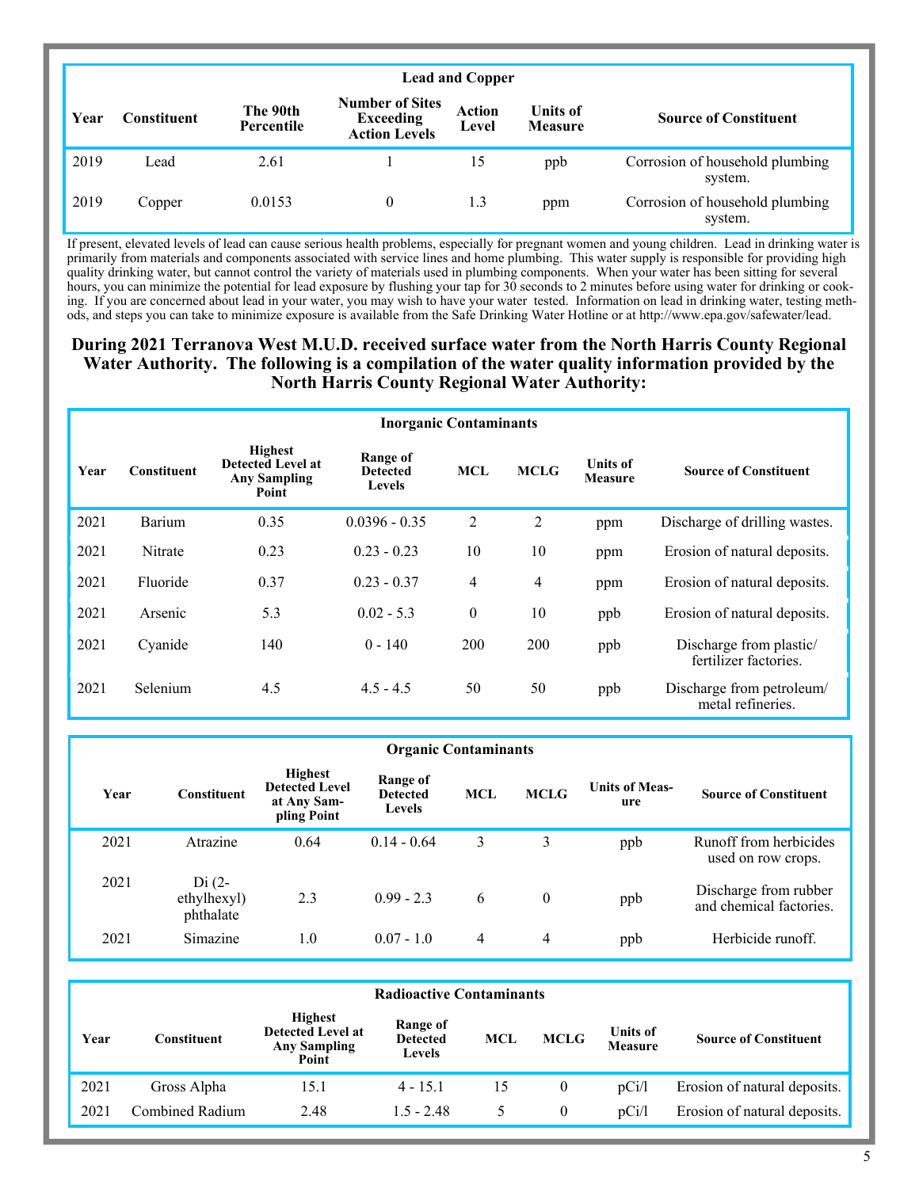| Lead and Copper | | | | | | |
|---|---|---|---|---|---|---|
| Year | Constituent | The 90th Percentile | Number of Sites Exceeding Action Levels | Action Level | Units of Measure | Source of Constituent |
| 2019 | Lead | 2.61 | 1 | 15 | ppb | Corrosion of household plumbing system. |
| 2019 | Copper | 0.0153 | 0 | 1.3 | ppm | Corrosion of household plumbing system. |

If present, elevated levels of lead can cause serious health problems, especially for pregnant women and young children. Lead in drinking water is primarily from materials and components associated with service lines and home plumbing. This water supply is responsible for providing high quality drinking water, but cannot control the variety of materials used in plumbing components. When your water has been sitting for several hours, you can minimize the potential for lead exposure by flushing your tap for 30 seconds to 2 minutes before using water for drinking or cooking. If you are concerned about lead in your water, you may wish to have your water tested. Information on lead in drinking water, testing methods, and steps you can take to minimize exposure is available from the Safe Drinking Water Hotline or at http://www.epa.gov/safewater/lead.

## During 2021 Terranova West M.U.D. received surface water from the North Harris County Regional Water Authority. The following is a compilation of the water quality information provided by the North Harris County Regional Water Authority:

| Inorganic Contaminants | | | | | | | |
|---|---|---|---|---|---|---|---|
| Year | Constituent | Highest Detected Level at Any Sampling Point | Range of Detected Levels | MCL | MCLG | Units of Measure | Source of Constituent |
| 2021 | Barium | 0.35 | 0.0396 - 0.35 | 2 | 2 | ppm | Discharge of drilling wastes. |
| 2021 | Nitrate | 0.23 | 0.23 - 0.23 | 10 | 10 | ppm | Erosion of natural deposits. |
| 2021 | Fluoride | 0.37 | 0.23 - 0.37 | 4 | 4 | ppm | Erosion of natural deposits. |
| 2021 | Arsenic | 5.3 | 0.02 - 5.3 | 0 | 10 | ppb | Erosion of natural deposits. |
| 2021 | Cyanide | 140 | 0 - 140 | 200 | 200 | ppb | Discharge from plastic/ fertilizer factories. |
| 2021 | Selenium | 4.5 | 4.5 - 4.5 | 50 | 50 | ppb | Discharge from petroleum/ metal refineries. |

| Organic Contaminants | | | | | | | |
|---|---|---|---|---|---|---|---|
| Year | Constituent | Highest Detected Level at Any Sampling Point | Range of Detected Levels | MCL | MCLG | Units of Measure | Source of Constituent |
| 2021 | Atrazine | 0.64 | 0.14 - 0.64 | 3 | 3 | ppb | Runoff from herbicides used on row crops. |
| 2021 | Di (2-ethylhexyl) phthalate | 2.3 | 0.99 - 2.3 | 6 | 0 | ppb | Discharge from rubber and chemical factories. |
| 2021 | Simazine | 1.0 | 0.07 - 1.0 | 4 | 4 | ppb | Herbicide runoff. |

| Radioactive Contaminants | | | | | | | |
|---|---|---|---|---|---|---|---|
| Year | Constituent | Highest Detected Level at Any Sampling Point | Range of Detected Levels | MCL | MCLG | Units of Measure | Source of Constituent |
| 2021 | Gross Alpha | 15.1 | 4 - 15.1 | 15 | 0 | pCi/l | Erosion of natural deposits. |
| 2021 | Combined Radium | 2.48 | 1.5 - 2.48 | 5 | 0 | pCi/l | Erosion of natural deposits. |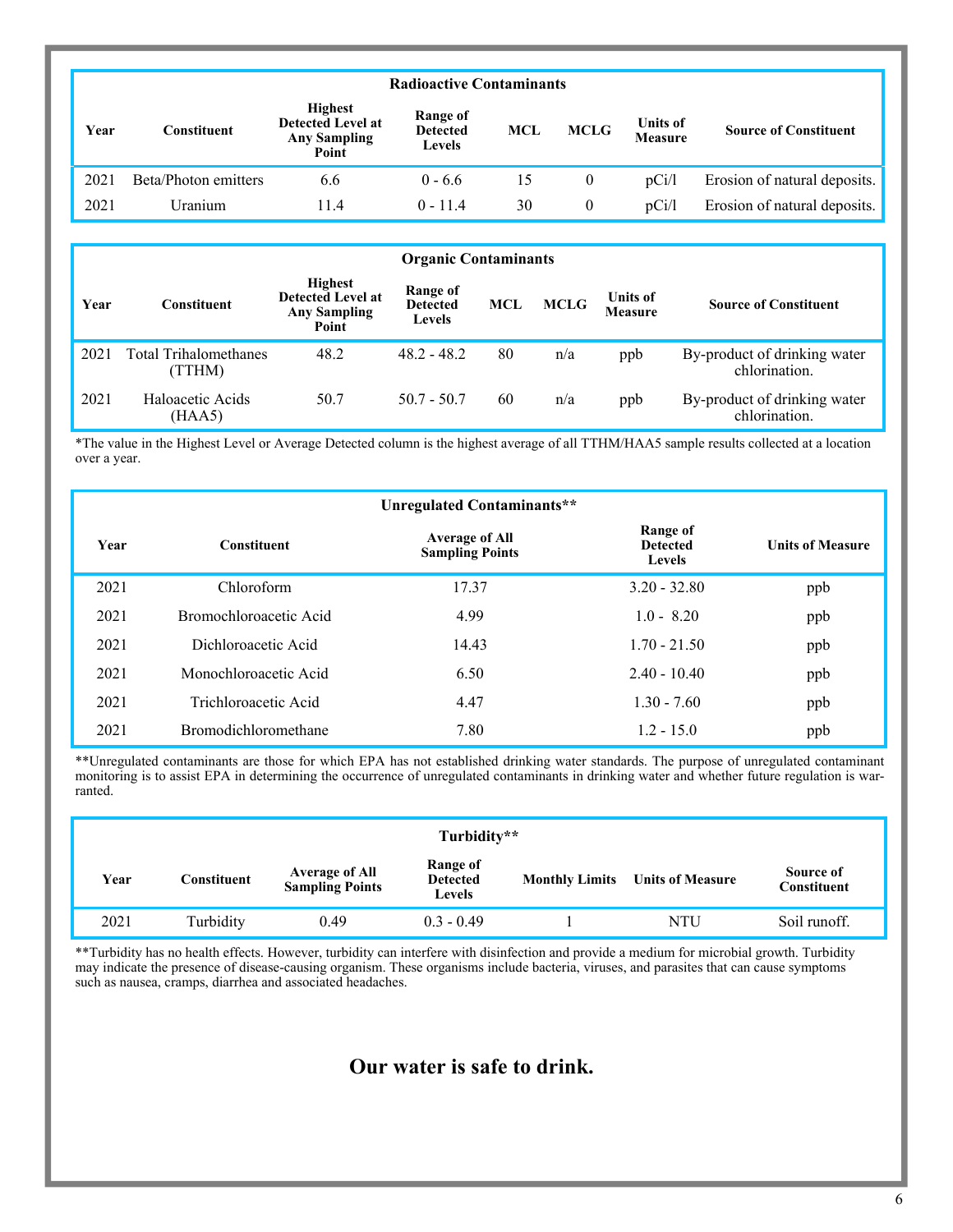| Radioactive Contaminants | | | | | | | |
|---|---|---|---|---|---|---|---|
| **Year** | **Constituent** | **Highest Detected Level at Any Sampling Point** | **Range of Detected Levels** | **MCL** | **MCLG** | **Units of Measure** | **Source of Constituent** |
| 2021 | Beta/Photon emitters | 6.6 | 0 - 6.6 | 15 | 0 | pCi/l | Erosion of natural deposits. |
| 2021 | Uranium | 11.4 | 0 - 11.4 | 30 | 0 | pCi/l | Erosion of natural deposits. |

| Organic Contaminants | | | | | | | |
|---|---|---|---|---|---|---|---|
| **Year** | **Constituent** | **Highest Detected Level at Any Sampling Point** | **Range of Detected Levels** | **MCL** | **MCLG** | **Units of Measure** | **Source of Constituent** |
| 2021 | Total Trihalomethanes (TTHM) | 48.2 | 48.2 - 48.2 | 80 | n/a | ppb | By-product of drinking water chlorination. |
| 2021 | Haloacetic Acids (HAA5) | 50.7 | 50.7 - 50.7 | 60 | n/a | ppb | By-product of drinking water chlorination. |

*The value in the Highest Level or Average Detected column is the highest average of all TTHM/HAA5 sample results collected at a location over a year.

| Unregulated Contaminants** | | | | |
|---|---|---|---|---|
| **Year** | **Constituent** | **Average of All Sampling Points** | **Range of Detected Levels** | **Units of Measure** |
| 2021 | Chloroform | 17.37 | 3.20 - 32.80 | ppb |
| 2021 | Bromochloroacetic Acid | 4.99 | 1.0 - 8.20 | ppb |
| 2021 | Dichloroacetic Acid | 14.43 | 1.70 - 21.50 | ppb |
| 2021 | Monochloroacetic Acid | 6.50 | 2.40 - 10.40 | ppb |
| 2021 | Trichloroacetic Acid | 4.47 | 1.30 - 7.60 | ppb |
| 2021 | Bromodichloromethane | 7.80 | 1.2 - 15.0 | ppb |

**Unregulated contaminants are those for which EPA has not established drinking water standards. The purpose of unregulated contaminant monitoring is to assist EPA in determining the occurrence of unregulated contaminants in drinking water and whether future regulation is warranted.

| Turbidity** | | | | | | |
|---|---|---|---|---|---|---|
| **Year** | **Constituent** | **Average of All Sampling Points** | **Range of Detected Levels** | **Monthly Limits** | **Units of Measure** | **Source of Constituent** |
| 2021 | Turbidity | 0.49 | 0.3 - 0.49 | 1 | NTU | Soil runoff. |

**Turbidity has no health effects. However, turbidity can interfere with disinfection and provide a medium for microbial growth. Turbidity may indicate the presence of disease-causing organism. These organisms include bacteria, viruses, and parasites that can cause symptoms such as nausea, cramps, diarrhea and associated headaches.

## Our water is safe to drink.